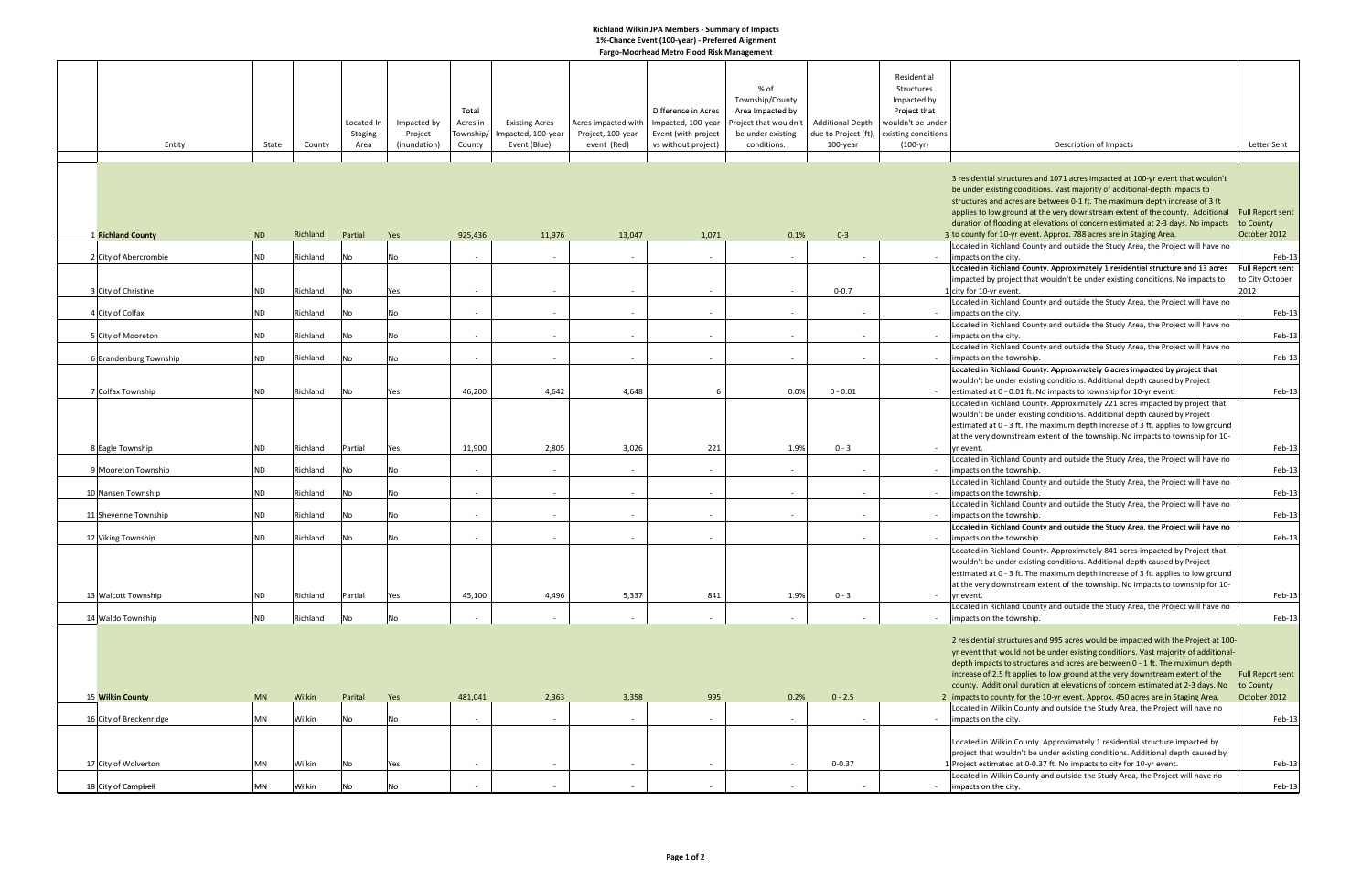**Richland Wilkin JPA Members - Summary of Impacts**
**1%-Chance Event (100-year) - Preferred Alignment**
**Fargo-Moorhead Metro Flood Risk Management**

| | Entity | State | County | Located In Staging Area | Impacted by Project (inundation) | Total Acres in Township/ County | Existing Acres Impacted, 100-year Event (Blue) | Acres impacted with Project, 100-year event (Red) | Difference in Acres Impacted, 100-year Event (with project vs without project) | % of Township/County Area impacted by Project that wouldn't be under existing conditions. | Additional Depth due to Project (ft), 100-year | Residential Structures Impacted by Project that wouldn't be under existing conditions (100-yr) | Description of Impacts | Letter Sent |
|---|---|---|---|---|---|---|---|---|---|---|---|---|---|---|
| 1 | **Richland County** | ND | Richland | Partial | Yes | 925,436 | 11,976 | 13,047 | 1,071 | 0.1% | 0-3 | 3 | 3 residential structures and 1071 acres impacted at 100-yr event that wouldn't be under existing conditions. Vast majority of additional-depth impacts to structures and acres are between 0-1 ft. The maximum depth increase of 3 ft applies to low ground at the very downstream extent of the county. Additional duration of flooding at elevations of concern estimated at 2-3 days. No impacts to county for 10-yr event. Approx. 788 acres are in Staging Area. | Full Report sent to County October 2012 |
| 2 | City of Abercrombie | ND | Richland | No | No | - | - | - | - | - | - | - | Located in Richland County and outside the Study Area, the Project will have no impacts on the city. | Feb-13 |
| 3 | City of Christine | ND | Richland | No | Yes | - | - | - | - | - | 0-0.7 | 1 | Located in Richland County. Approximately 1 residential structure and 13 acres impacted by project that wouldn't be under existing conditions. No impacts to city for 10-yr event. | Full Report sent to City October 2012 |
| 4 | City of Colfax | ND | Richland | No | No | - | - | - | - | - | - | - | Located in Richland County and outside the Study Area, the Project will have no impacts on the city. | Feb-13 |
| 5 | City of Mooreton | ND | Richland | No | No | - | - | - | - | - | - | - | Located in Richland County and outside the Study Area, the Project will have no impacts on the city. | Feb-13 |
| 6 | Brandenburg Township | ND | Richland | No | No | - | - | - | - | - | - | - | Located in Richland County and outside the Study Area, the Project will have no impacts on the township. | Feb-13 |
| 7 | Colfax Township | ND | Richland | No | Yes | 46,200 | 4,642 | 4,648 | 6 | 0.0% | 0 - 0.01 | - | Located in Richland County. Approximately 6 acres impacted by project that wouldn't be under existing conditions. Additional depth caused by Project estimated at 0 - 0.01 ft. No impacts to township for 10-yr event. | Feb-13 |
| 8 | Eagle Township | ND | Richland | Partial | Yes | 11,900 | 2,805 | 3,026 | 221 | 1.9% | 0 - 3 | - | Located in Richland County. Approximately 221 acres impacted by project that wouldn't be under existing conditions. Additional depth caused by Project estimated at 0 - 3 ft. The maximum depth increase of 3 ft. applies to low ground at the very downstream extent of the township. No impacts to township for 10-yr event. | Feb-13 |
| 9 | Mooreton Township | ND | Richland | No | No | - | - | - | - | - | - | - | Located in Richland County and outside the Study Area, the Project will have no impacts on the township. | Feb-13 |
| 10 | Nansen Township | ND | Richland | No | No | - | - | - | - | - | - | - | Located in Richland County and outside the Study Area, the Project will have no impacts on the township. | Feb-13 |
| 11 | Sheyenne Township | ND | Richland | No | No | - | - | - | - | - | - | - | Located in Richland County and outside the Study Area, the Project will have no impacts on the township. | Feb-13 |
| 12 | Viking Township | ND | Richland | No | No | - | - | - | - | - | - | - | Located in Richland County and outside the Study Area, the Project will have no impacts on the township. | Feb-13 |
| 13 | Walcott Township | ND | Richland | Partial | Yes | 45,100 | 4,496 | 5,337 | 841 | 1.9% | 0 - 3 | - | Located in Richland County. Approximately 841 acres impacted by Project that wouldn't be under existing conditions. Additional depth caused by Project estimated at 0 - 3 ft. The maximum depth increase of 3 ft. applies to low ground at the very downstream extent of the township. No impacts to township for 10-yr event. | Feb-13 |
| 14 | Waldo Township | ND | Richland | No | No | - | - | - | - | - | - | - | Located in Richland County and outside the Study Area, the Project will have no impacts on the township. | Feb-13 |
| 15 | **Wilkin County** | MN | Wilkin | Parital | Yes | 481,041 | 2,363 | 3,358 | 995 | 0.2% | 0 - 2.5 | 2 | 2 residential structures and 995 acres would be impacted with the Project at 100-yr event that would not be under existing conditions. Vast majority of additional-depth impacts to structures and acres are between 0 - 1 ft. The maximum depth increase of 2.5 ft applies to low ground at the very downstream extent of the county. Additional duration at elevations of concern estimated at 2-3 days. No impacts to county for the 10-yr event. Approx. 450 acres are in Staging Area. | Full Report sent to County October 2012 |
| 16 | City of Breckenridge | MN | Wilkin | No | No | - | - | - | - | - | - | - | Located in Wilkin County and outside the Study Area, the Project will have no impacts on the city. | Feb-13 |
| 17 | City of Wolverton | MN | Wilkin | No | Yes | - | - | - | - | - | 0-0.37 | 1 | Located in Wilkin County. Approximately 1 residential structure impacted by project that wouldn't be under existing conditions. Additional depth caused by Project estimated at 0-0.37 ft. No impacts to city for 10-yr event. | Feb-13 |
| 18 | City of Campbell | MN | Wilkin | No | No | - | - | - | - | - | - | - | Located in Wilkin County and outside the Study Area, the Project will have no impacts on the city. | Feb-13 |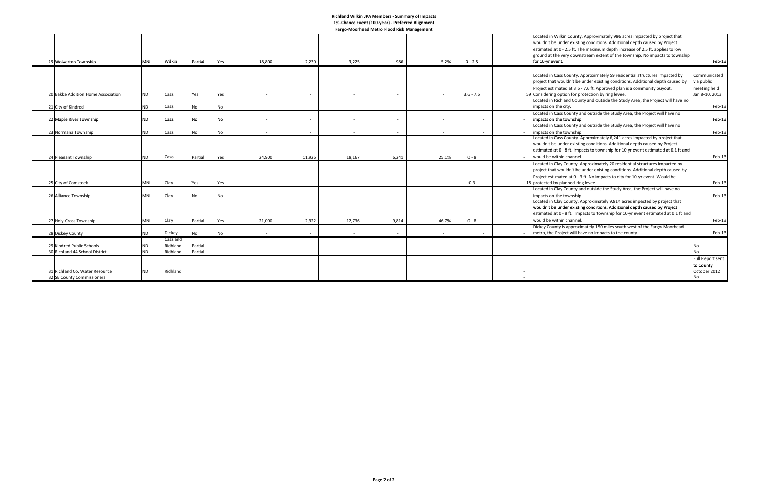**Richland Wilkin JPA Members - Summary of Impacts**
**1%-Chance Event (100-year) - Preferred Alignment**
**Fargo-Moorhead Metro Flood Risk Management**

| | | | | | | | | | | | | | |
|---|---|---|---|---|---|---|---|---|---|---|---|---|---|
| 19 Wolverton Township | MN | Wilkin | Partial | Yes | 18,800 | 2,239 | 3,225 | 986 | 5.2% | 0 - 2.5 | - | Located in Wilkin County. Approximately 986 acres impacted by project that wouldn't be under existing conditions. Additional depth caused by Project estimated at 0 - 2.5 ft. The maximum depth increase of 2.5 ft. applies to low ground at the very downstream extent of the township. No impacts to township for 10-yr event. | Feb-13 |
| 20 Bakke Addition Home Association | ND | Cass | Yes | Yes | - | - | - | - | - | 3.6 - 7.6 | 59 | Located in Cass County. Approximately 59 residential structures impacted by project that wouldn't be under existing conditions. Additional depth caused by Project estimated at 3.6 - 7.6 ft. Approved plan is a community buyout. Considering option for protection by ring levee. | Communicated via public meeting held Jan 8-10, 2013 |
| 21 City of Kindred | ND | Cass | No | No | - | - | - | - | - | - | - | Located in Richland County and outside the Study Area, the Project will have no impacts on the city. | Feb-13 |
| 22 Maple River Township | ND | Cass | No | No | - | - | - | - | - | - | - | Located in Cass County and outside the Study Area, the Project will have no impacts on the township. | Feb-13 |
| 23 Normana Township | ND | Cass | No | No | - | - | - | - | - | - | - | Located in Cass County and outside the Study Area, the Project will have no impacts on the township. | Feb-13 |
| 24 Pleasant Township | ND | Cass | Partial | Yes | 24,900 | 11,926 | 18,167 | 6,241 | 25.1% | 0 - 8 | - | Located in Cass County. Approximately 6,241 acres impacted by project that wouldn't be under existing conditions. Additional depth caused by Project estimated at 0 - 8 ft. Impacts to township for 10-yr event estimated at 0.1 ft and would be within channel. | Feb-13 |
| 25 City of Comstock | MN | Clay | Yes | Yes | - | - | - | - | - | 0-3 | 18 | Located in Clay County. Approximately 20 residential structures impacted by project that wouldn't be under existing conditions. Additional depth caused by Project estimated at 0 - 3 ft. No impacts to city for 10-yr event. Would be protected by planned ring levee. | Feb-13 |
| 26 Alliance Township | MN | Clay | No | No | - | - | - | - | - | - | - | Located in Clay County and outside the Study Area, the Project will have no impacts on the township. | Feb-13 |
| 27 Holy Cross Township | MN | Clay | Partial | Yes | 21,000 | 2,922 | 12,736 | 9,814 | 46.7% | 0 - 8 | - | Located in Clay County. Approximately 9,814 acres impacted by project that wouldn't be under existing conditions. Additional depth caused by Project estimated at 0 - 8 ft. Impacts to township for 10-yr event estimated at 0.1 ft and would be within channel. | Feb-13 |
| 28 Dickey County | ND | Dickey | No | No | - | - | - | - | - | - | - | Dickey County is approximately 150 miles south west of the Fargo-Moorhead metro, the Project will have no impacts to the county. | Feb-13 |
| 29 Kindred Public Schools | ND | Cass and Richland | Partial | | | | | | | | - | | No |
| 30 Richland 44 School District | ND | Richland | Partial | | | | | | | | - | | No |
| 31 Richland Co. Water Resource | ND | Richland | | | | | | | | | - | | Full Report sent to County October 2012 |
| 32 SE County Commissioners | | | | | | | | | | | - | | No |